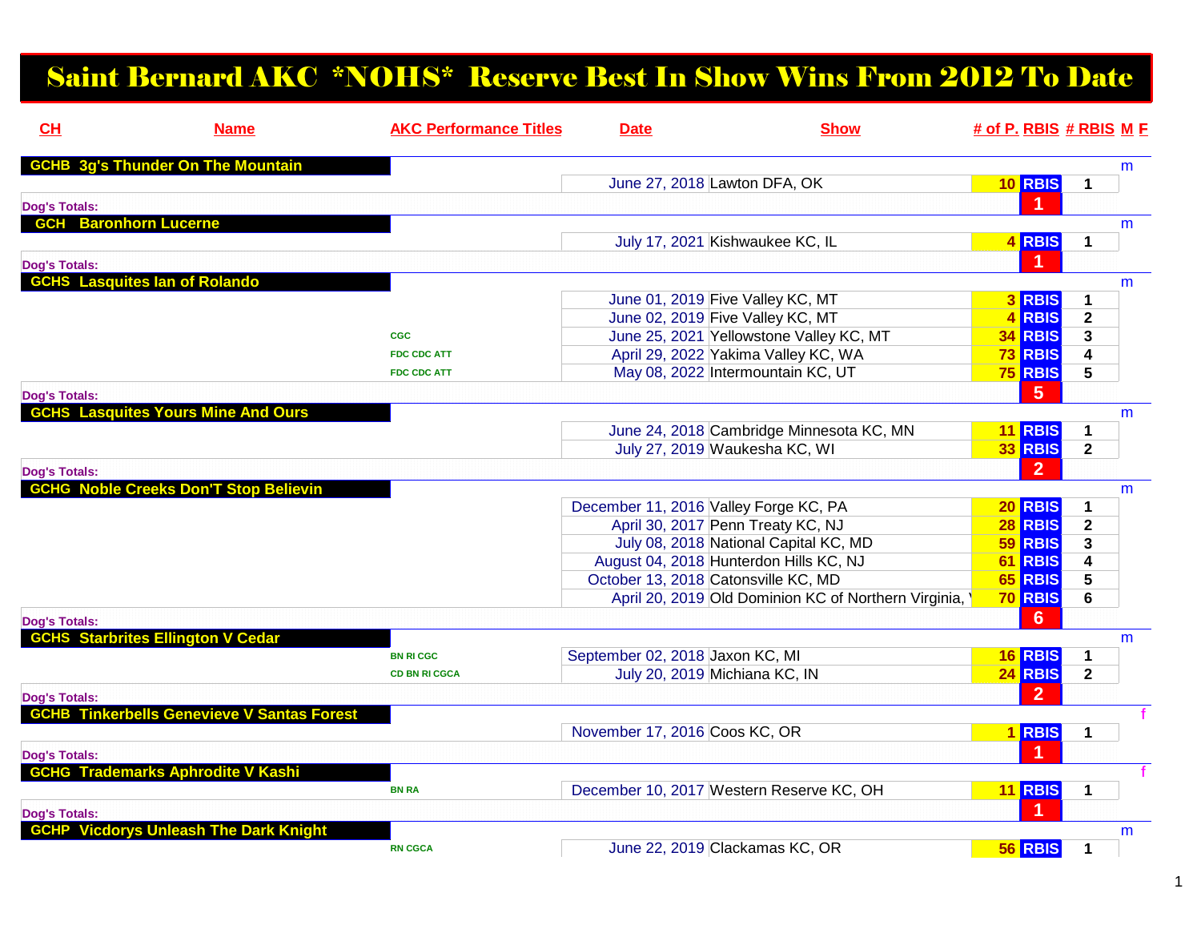# Saint Bernard AKC *NOHS* Reserve Best In Show Wins From 2012 To Date

| CH | Name | AKC Performance Titles | Date | Show | # of P. | RBIS | # RBIS | M | F |
|---|---|---|---|---|---|---|---|---|---|
| GCHB | 3g's Thunder On The Mountain | | | | | | | m | |
| | | | June 27, 2018 | Lawton DFA, OK | 10 | RBIS | 1 | | |
| Dog's Totals: | | | | | | 1 | | | |
| GCH | Baronhorn Lucerne | | | | | | | m | |
| | | | July 17, 2021 | Kishwaukee KC, IL | 4 | RBIS | 1 | | |
| Dog's Totals: | | | | | | 1 | | | |
| GCHS | Lasquites Ian of Rolando | | | | | | | m | |
| | | | June 01, 2019 | Five Valley KC, MT | 3 | RBIS | 1 | | |
| | | | June 02, 2019 | Five Valley KC, MT | 4 | RBIS | 2 | | |
| | | CGC | June 25, 2021 | Yellowstone Valley KC, MT | 34 | RBIS | 3 | | |
| | | FDC CDC ATT | April 29, 2022 | Yakima Valley KC, WA | 73 | RBIS | 4 | | |
| | | FDC CDC ATT | May 08, 2022 | Intermountain KC, UT | 75 | RBIS | 5 | | |
| Dog's Totals: | | | | | | 5 | | | |
| GCHS | Lasquites Yours Mine And Ours | | | | | | | m | |
| | | | June 24, 2018 | Cambridge Minnesota KC, MN | 11 | RBIS | 1 | | |
| | | | July 27, 2019 | Waukesha KC, WI | 33 | RBIS | 2 | | |
| Dog's Totals: | | | | | | 2 | | | |
| GCHG | Noble Creeks Don'T Stop Believin | | | | | | | m | |
| | | | December 11, 2016 | Valley Forge KC, PA | 20 | RBIS | 1 | | |
| | | | April 30, 2017 | Penn Treaty KC, NJ | 28 | RBIS | 2 | | |
| | | | July 08, 2018 | National Capital KC, MD | 59 | RBIS | 3 | | |
| | | | August 04, 2018 | Hunterdon Hills KC, NJ | 61 | RBIS | 4 | | |
| | | | October 13, 2018 | Catonsville KC, MD | 65 | RBIS | 5 | | |
| | | | April 20, 2019 | Old Dominion KC of Northern Virginia, \ | 70 | RBIS | 6 | | |
| Dog's Totals: | | | | | | 6 | | | |
| GCHS | Starbrites Ellington V Cedar | | | | | | | m | |
| | | BN RI CGC | September 02, 2018 | Jaxon KC, MI | 16 | RBIS | 1 | | |
| | | CD BN RI CGCA | July 20, 2019 | Michiana KC, IN | 24 | RBIS | 2 | | |
| Dog's Totals: | | | | | | 2 | | | |
| GCHB | Tinkerbells Genevieve V Santas Forest | | | | | | | | f |
| | | | November 17, 2016 | Coos KC, OR | 1 | RBIS | 1 | | |
| Dog's Totals: | | | | | | 1 | | | |
| GCHG | Trademarks Aphrodite V Kashi | | | | | | | | f |
| | | BN RA | December 10, 2017 | Western Reserve KC, OH | 11 | RBIS | 1 | | |
| Dog's Totals: | | | | | | 1 | | | |
| GCHP | Vicdorys Unleash The Dark Knight | | | | | | | m | |
| | | RN CGCA | June 22, 2019 | Clackamas KC, OR | 56 | RBIS | 1 | | |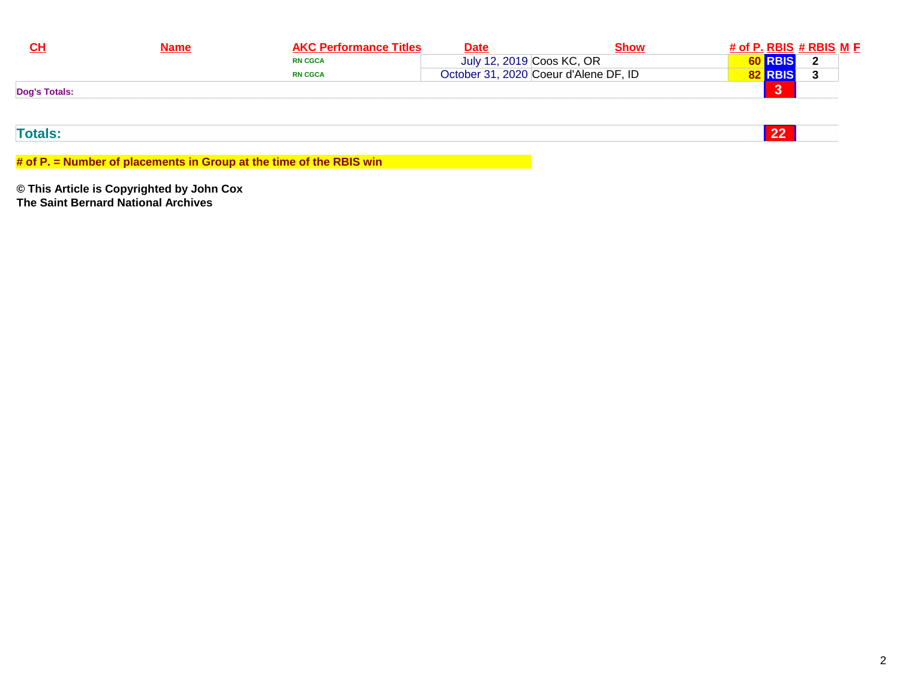| CH | Name | AKC Performance Titles | Date | Show | # of P. | RBIS | # RBIS | M | F |
|---|---|---|---|---|---|---|---|---|---|
| | | RN CGCA | July 12, 2019 | Coos KC, OR | 60 | RBIS | 2 | | |
| | | RN CGCA | October 31, 2020 | Coeur d'Alene DF, ID | 82 | RBIS | 3 | | |
| **Dog's Totals:** | | | | | | 3 | | | |

| | | | | | | | | | |
|---|---|---|---|---|---|---|---|---|---|
| **Totals:** | | | | | | 22 | | | |

**# of P. = Number of placements in Group at the time of the RBIS win**

**© This Article is Copyrighted by John Cox**
**The Saint Bernard National Archives**